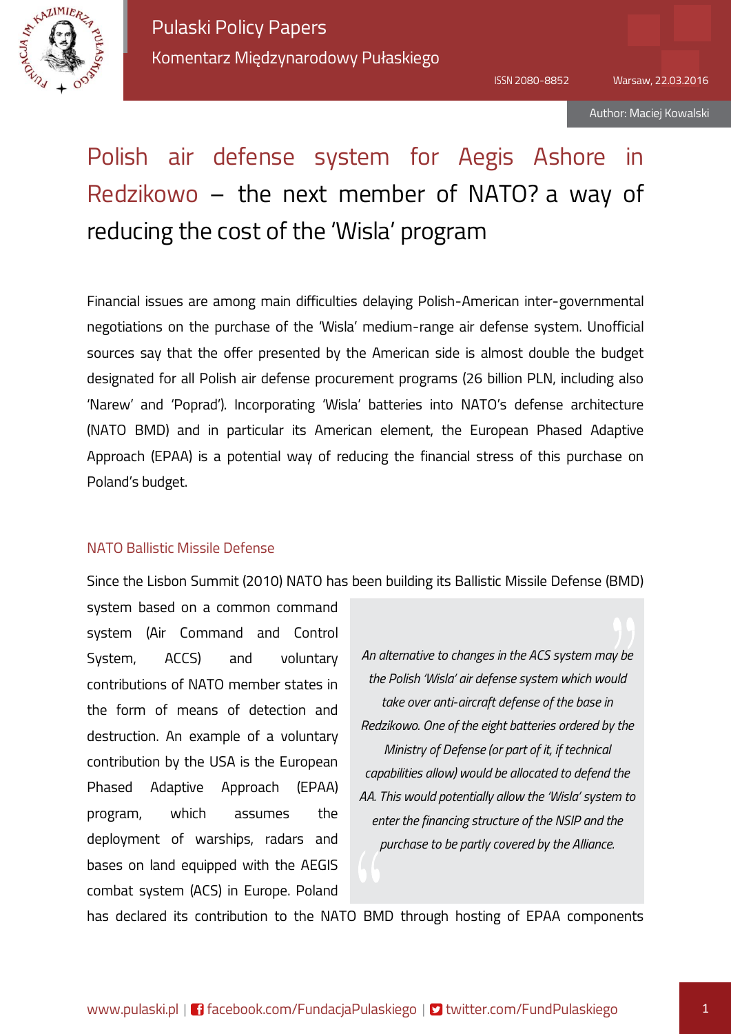Pulaski Policy Papers

Komentarz Międzynarodowy Pułaskiego

ISSN 2080-8852 Warsaw, 22.03.2016

Author: Maciej Kowalski

# Polish air defense system for Aegis Ashore in Redzikowo – the next member of NATO? a way of reducing the cost of the 'Wisla' program

Financial issues are among main difficulties delaying Polish-American inter-governmental negotiations on the purchase of the 'Wisla' medium-range air defense system. Unofficial sources say that the offer presented by the American side is almost double the budget designated for all Polish air defense procurement programs (26 billion PLN, including also 'Narew' and 'Poprad'). Incorporating 'Wisla' batteries into NATO's defense architecture (NATO BMD) and in particular its American element, the European Phased Adaptive Approach (EPAA) is a potential way of reducing the financial stress of this purchase on Poland's budget.

## NATO Ballistic Missile Defense

Since the Lisbon Summit (2010) NATO has been building its Ballistic Missile Defense (BMD) system based on a common command system (Air Command and Control System, ACCS) and voluntary contributions of NATO member states in the form of means of detection and destruction. An example of a voluntary contribution by the USA is the European Phased Adaptive Approach (EPAA) program, which assumes the deployment of warships, radars and bases on land equipped with the AEGIS combat system (ACS) in Europe. Poland has declared its contribution to the NATO BMD through hosting of EPAA components

> *An alternative to changes in the ACS system may be the Polish 'Wisla' air defense system which would take over anti-aircraft defense of the base in Redzikowo. One of the eight batteries ordered by the Ministry of Defense (or part of it, if technical capabilities allow) would be allocated to defend the AA. This would potentially allow the 'Wisla' system to enter the financing structure of the NSIP and the purchase to be partly covered by the Alliance.*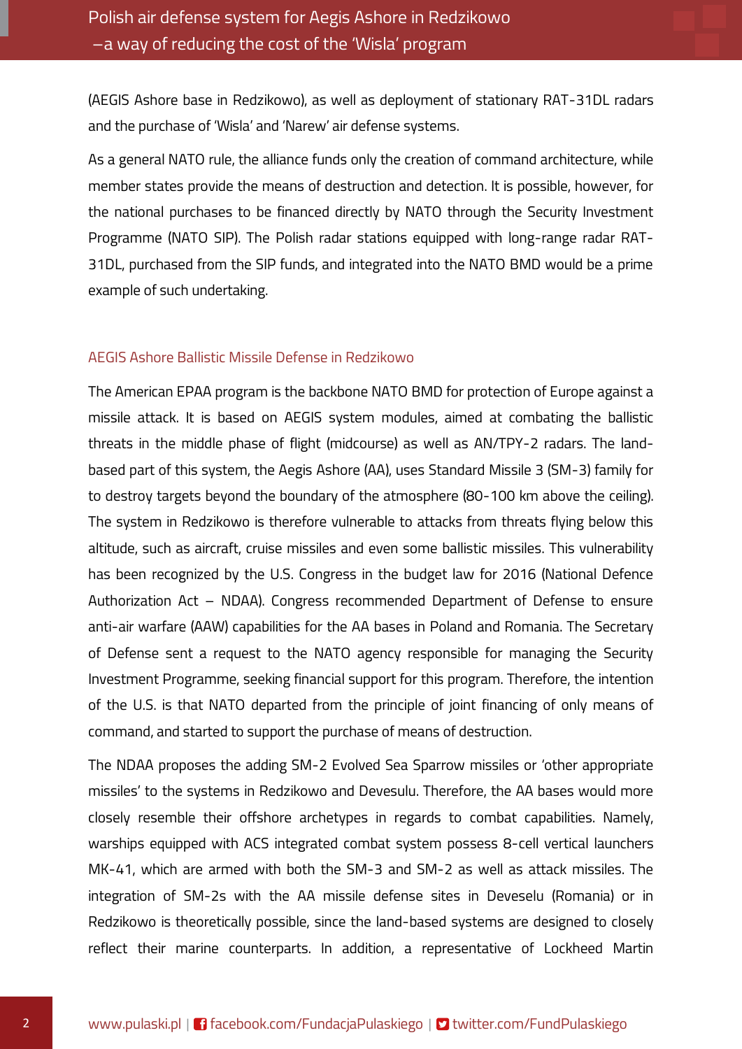(AEGIS Ashore base in Redzikowo), as well as deployment of stationary RAT-31DL radars and the purchase of 'Wisla' and 'Narew' air defense systems.

As a general NATO rule, the alliance funds only the creation of command architecture, while member states provide the means of destruction and detection. It is possible, however, for the national purchases to be financed directly by NATO through the Security Investment Programme (NATO SIP). The Polish radar stations equipped with long-range radar RAT-31DL, purchased from the SIP funds, and integrated into the NATO BMD would be a prime example of such undertaking.

## AEGIS Ashore Ballistic Missile Defense in Redzikowo

The American EPAA program is the backbone NATO BMD for protection of Europe against a missile attack. It is based on AEGIS system modules, aimed at combating the ballistic threats in the middle phase of flight (midcourse) as well as AN/TPY-2 radars. The land-based part of this system, the Aegis Ashore (AA), uses Standard Missile 3 (SM-3) family for to destroy targets beyond the boundary of the atmosphere (80-100 km above the ceiling). The system in Redzikowo is therefore vulnerable to attacks from threats flying below this altitude, such as aircraft, cruise missiles and even some ballistic missiles. This vulnerability has been recognized by the U.S. Congress in the budget law for 2016 (National Defence Authorization Act – NDAA). Congress recommended Department of Defense to ensure anti-air warfare (AAW) capabilities for the AA bases in Poland and Romania. The Secretary of Defense sent a request to the NATO agency responsible for managing the Security Investment Programme, seeking financial support for this program. Therefore, the intention of the U.S. is that NATO departed from the principle of joint financing of only means of command, and started to support the purchase of means of destruction.

The NDAA proposes the adding SM-2 Evolved Sea Sparrow missiles or 'other appropriate missiles' to the systems in Redzikowo and Devesulu. Therefore, the AA bases would more closely resemble their offshore archetypes in regards to combat capabilities. Namely, warships equipped with ACS integrated combat system possess 8-cell vertical launchers MK-41, which are armed with both the SM-3 and SM-2 as well as attack missiles. The integration of SM-2s with the AA missile defense sites in Deveselu (Romania) or in Redzikowo is theoretically possible, since the land-based systems are designed to closely reflect their marine counterparts. In addition, a representative of Lockheed Martin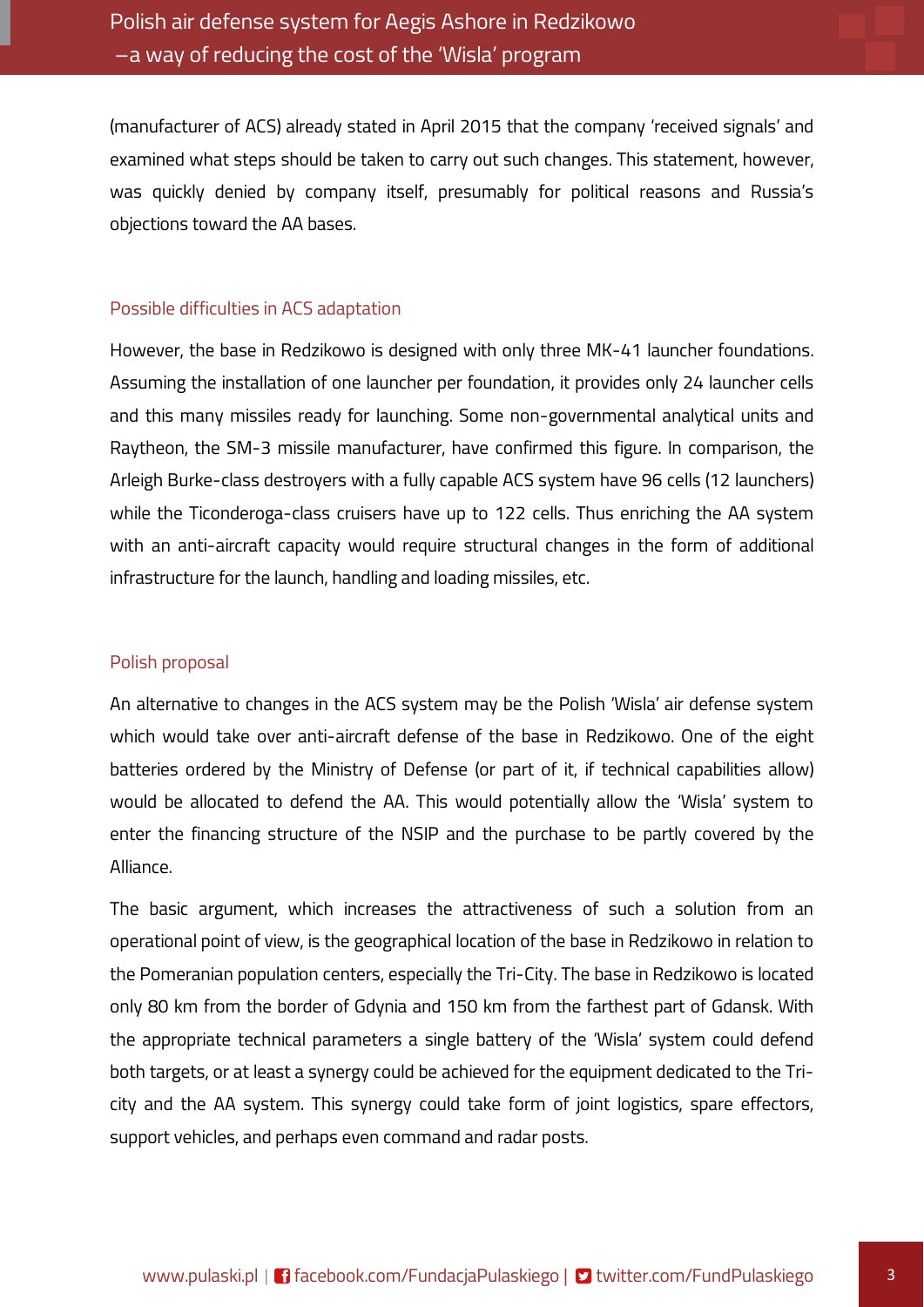(manufacturer of ACS) already stated in April 2015 that the company 'received signals' and examined what steps should be taken to carry out such changes. This statement, however, was quickly denied by company itself, presumably for political reasons and Russia's objections toward the AA bases.

## Possible difficulties in ACS adaptation

However, the base in Redzikowo is designed with only three MK-41 launcher foundations. Assuming the installation of one launcher per foundation, it provides only 24 launcher cells and this many missiles ready for launching. Some non-governmental analytical units and Raytheon, the SM-3 missile manufacturer, have confirmed this figure. In comparison, the Arleigh Burke-class destroyers with a fully capable ACS system have 96 cells (12 launchers) while the Ticonderoga-class cruisers have up to 122 cells. Thus enriching the AA system with an anti-aircraft capacity would require structural changes in the form of additional infrastructure for the launch, handling and loading missiles, etc.

## Polish proposal

An alternative to changes in the ACS system may be the Polish 'Wisla' air defense system which would take over anti-aircraft defense of the base in Redzikowo. One of the eight batteries ordered by the Ministry of Defense (or part of it, if technical capabilities allow) would be allocated to defend the AA. This would potentially allow the 'Wisla' system to enter the financing structure of the NSIP and the purchase to be partly covered by the Alliance.

The basic argument, which increases the attractiveness of such a solution from an operational point of view, is the geographical location of the base in Redzikowo in relation to the Pomeranian population centers, especially the Tri-City. The base in Redzikowo is located only 80 km from the border of Gdynia and 150 km from the farthest part of Gdansk. With the appropriate technical parameters a single battery of the 'Wisla' system could defend both targets, or at least a synergy could be achieved for the equipment dedicated to the Tri-city and the AA system. This synergy could take form of joint logistics, spare effectors, support vehicles, and perhaps even command and radar posts.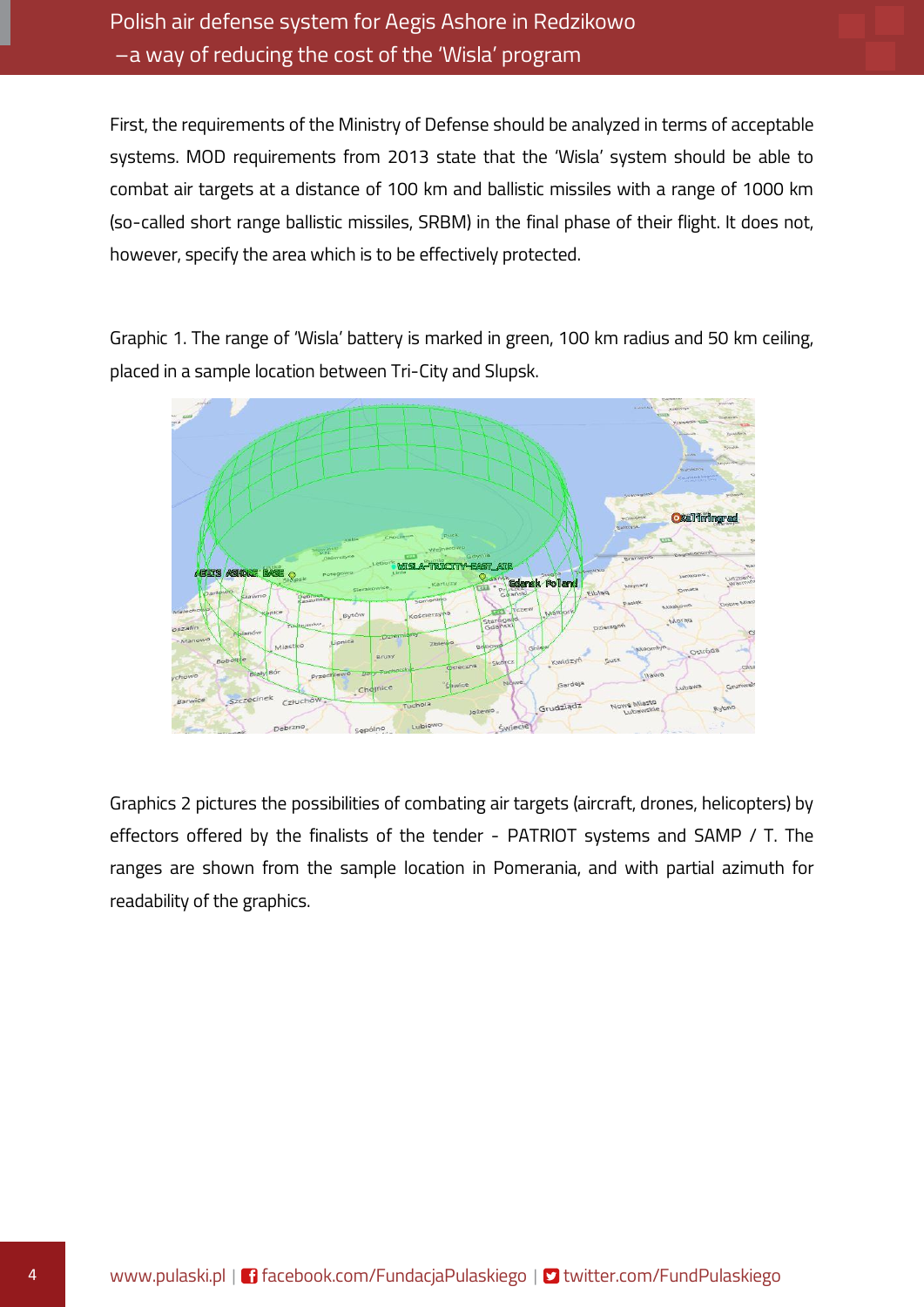First, the requirements of the Ministry of Defense should be analyzed in terms of acceptable systems. MOD requirements from 2013 state that the 'Wisla' system should be able to combat air targets at a distance of 100 km and ballistic missiles with a range of 1000 km (so-called short range ballistic missiles, SRBM) in the final phase of their flight. It does not, however, specify the area which is to be effectively protected.

Graphic 1. The range of 'Wisla' battery is marked in green, 100 km radius and 50 km ceiling, placed in a sample location between Tri-City and Slupsk.

Graphics 2 pictures the possibilities of combating air targets (aircraft, drones, helicopters) by effectors offered by the finalists of the tender - PATRIOT systems and SAMP / T. The ranges are shown from the sample location in Pomerania, and with partial azimuth for readability of the graphics.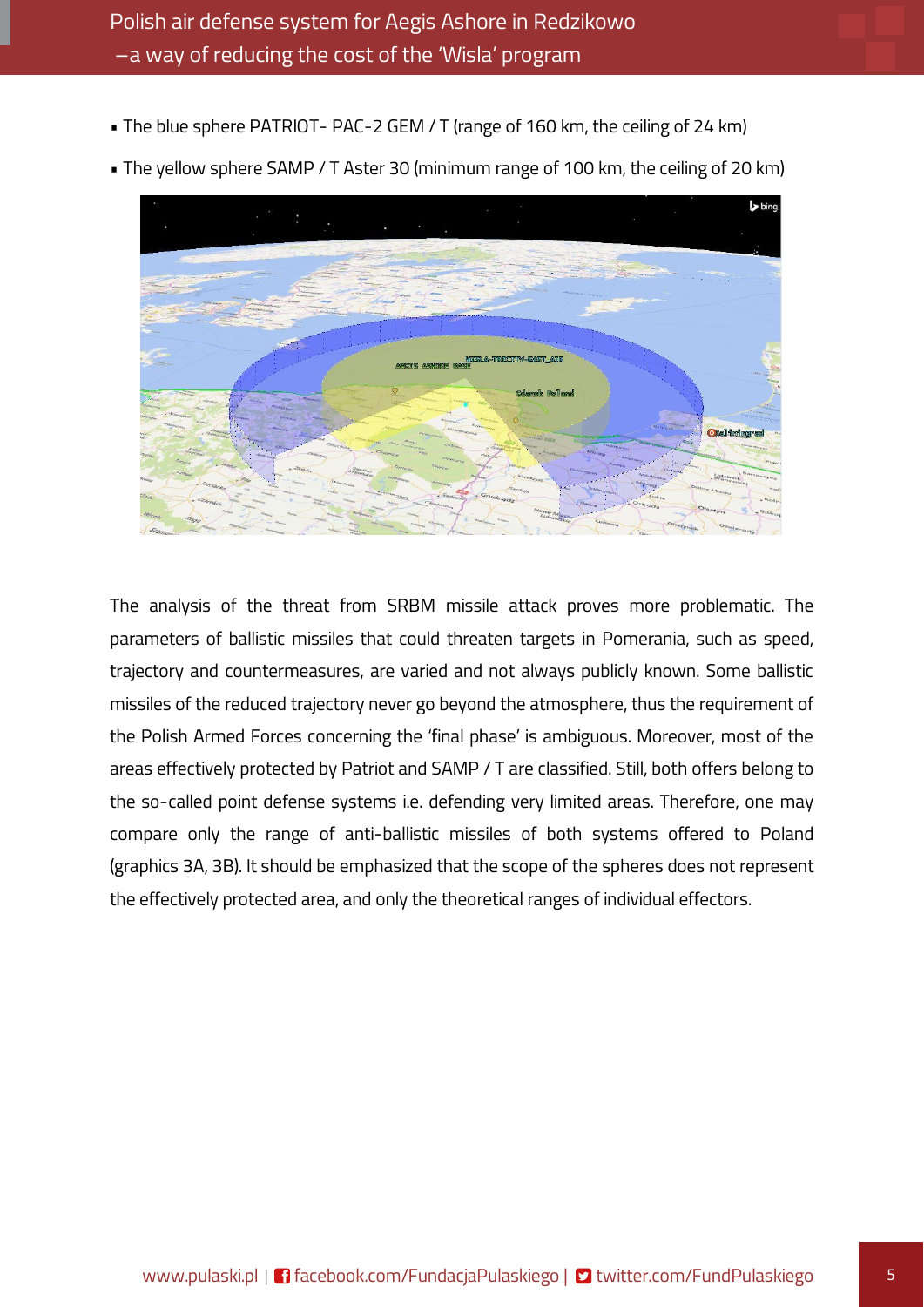- The blue sphere PATRIOT- PAC-2 GEM / T (range of 160 km, the ceiling of 24 km)
- The yellow sphere SAMP / T Aster 30 (minimum range of 100 km, the ceiling of 20 km)

The analysis of the threat from SRBM missile attack proves more problematic. The parameters of ballistic missiles that could threaten targets in Pomerania, such as speed, trajectory and countermeasures, are varied and not always publicly known. Some ballistic missiles of the reduced trajectory never go beyond the atmosphere, thus the requirement of the Polish Armed Forces concerning the 'final phase' is ambiguous. Moreover, most of the areas effectively protected by Patriot and SAMP / T are classified. Still, both offers belong to the so-called point defense systems i.e. defending very limited areas. Therefore, one may compare only the range of anti-ballistic missiles of both systems offered to Poland (graphics 3A, 3B). It should be emphasized that the scope of the spheres does not represent the effectively protected area, and only the theoretical ranges of individual effectors.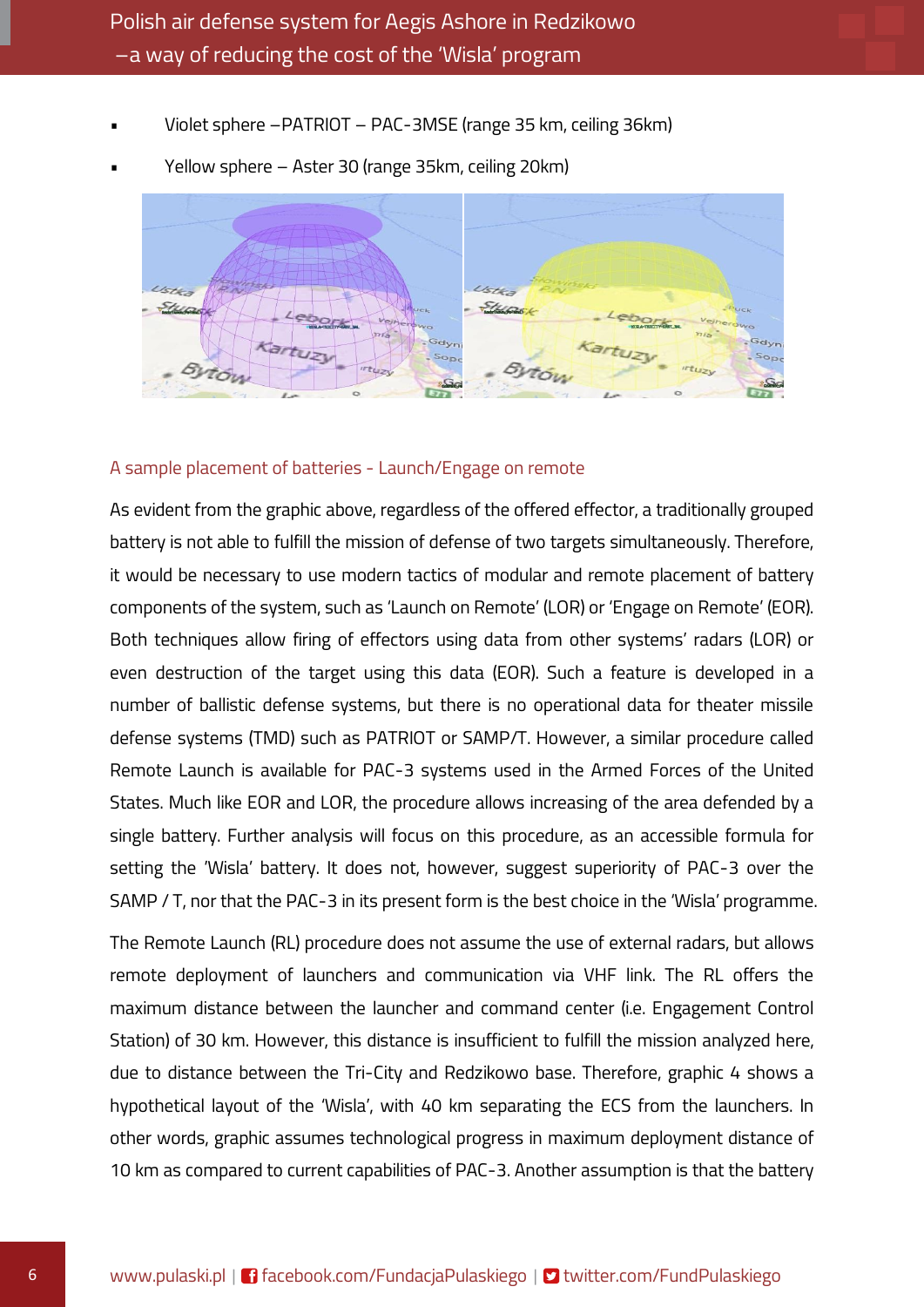- Violet sphere –PATRIOT – PAC-3MSE (range 35 km, ceiling 36km)
- Yellow sphere – Aster 30 (range 35km, ceiling 20km)

### A sample placement of batteries - Launch/Engage on remote

As evident from the graphic above, regardless of the offered effector, a traditionally grouped battery is not able to fulfill the mission of defense of two targets simultaneously. Therefore, it would be necessary to use modern tactics of modular and remote placement of battery components of the system, such as 'Launch on Remote' (LOR) or 'Engage on Remote' (EOR). Both techniques allow firing of effectors using data from other systems' radars (LOR) or even destruction of the target using this data (EOR). Such a feature is developed in a number of ballistic defense systems, but there is no operational data for theater missile defense systems (TMD) such as PATRIOT or SAMP/T. However, a similar procedure called Remote Launch is available for PAC-3 systems used in the Armed Forces of the United States. Much like EOR and LOR, the procedure allows increasing of the area defended by a single battery. Further analysis will focus on this procedure, as an accessible formula for setting the 'Wisla' battery. It does not, however, suggest superiority of PAC-3 over the SAMP / T, nor that the PAC-3 in its present form is the best choice in the 'Wisla' programme.

The Remote Launch (RL) procedure does not assume the use of external radars, but allows remote deployment of launchers and communication via VHF link. The RL offers the maximum distance between the launcher and command center (i.e. Engagement Control Station) of 30 km. However, this distance is insufficient to fulfill the mission analyzed here, due to distance between the Tri-City and Redzikowo base. Therefore, graphic 4 shows a hypothetical layout of the 'Wisla', with 40 km separating the ECS from the launchers. In other words, graphic assumes technological progress in maximum deployment distance of 10 km as compared to current capabilities of PAC-3. Another assumption is that the battery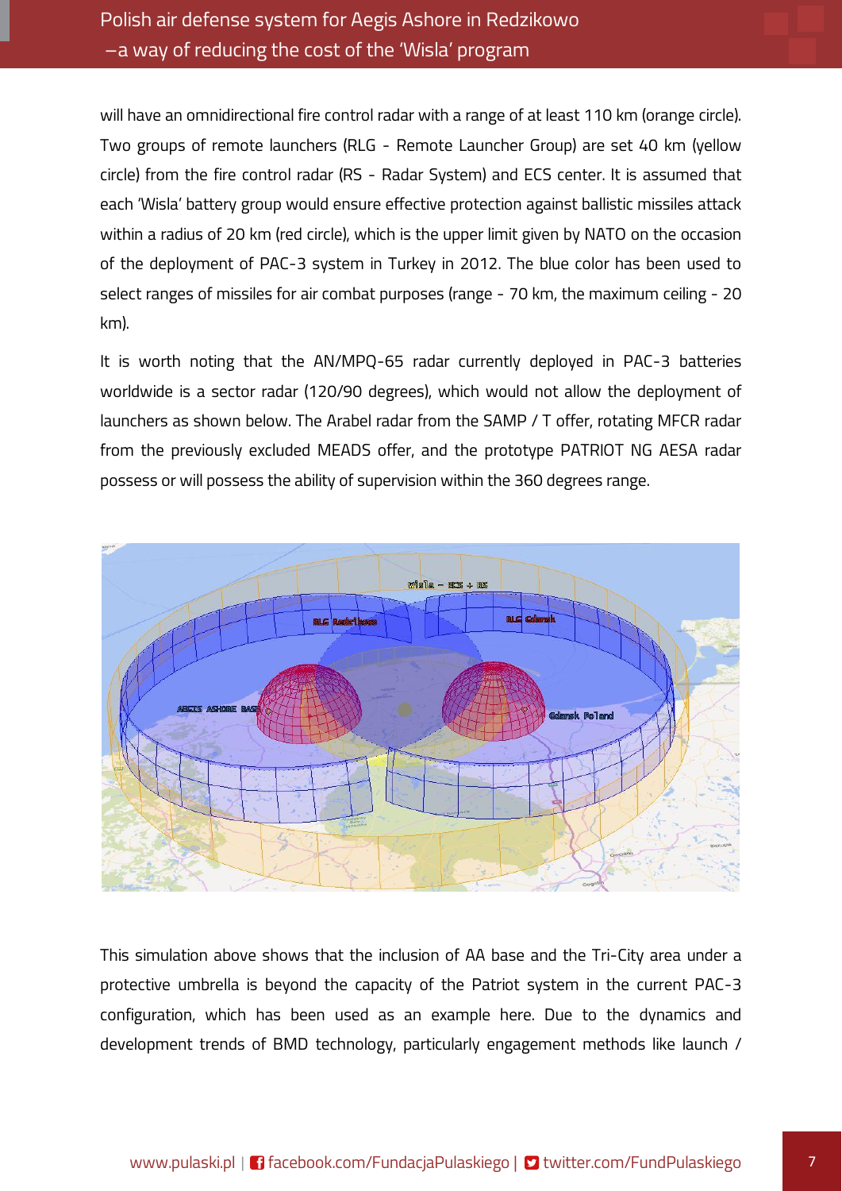will have an omnidirectional fire control radar with a range of at least 110 km (orange circle). Two groups of remote launchers (RLG - Remote Launcher Group) are set 40 km (yellow circle) from the fire control radar (RS - Radar System) and ECS center. It is assumed that each 'Wisla' battery group would ensure effective protection against ballistic missiles attack within a radius of 20 km (red circle), which is the upper limit given by NATO on the occasion of the deployment of PAC-3 system in Turkey in 2012. The blue color has been used to select ranges of missiles for air combat purposes (range - 70 km, the maximum ceiling - 20 km).

It is worth noting that the AN/MPQ-65 radar currently deployed in PAC-3 batteries worldwide is a sector radar (120/90 degrees), which would not allow the deployment of launchers as shown below. The Arabel radar from the SAMP / T offer, rotating MFCR radar from the previously excluded MEADS offer, and the prototype PATRIOT NG AESA radar possess or will possess the ability of supervision within the 360 degrees range.

This simulation above shows that the inclusion of AA base and the Tri-City area under a protective umbrella is beyond the capacity of the Patriot system in the current PAC-3 configuration, which has been used as an example here. Due to the dynamics and development trends of BMD technology, particularly engagement methods like launch /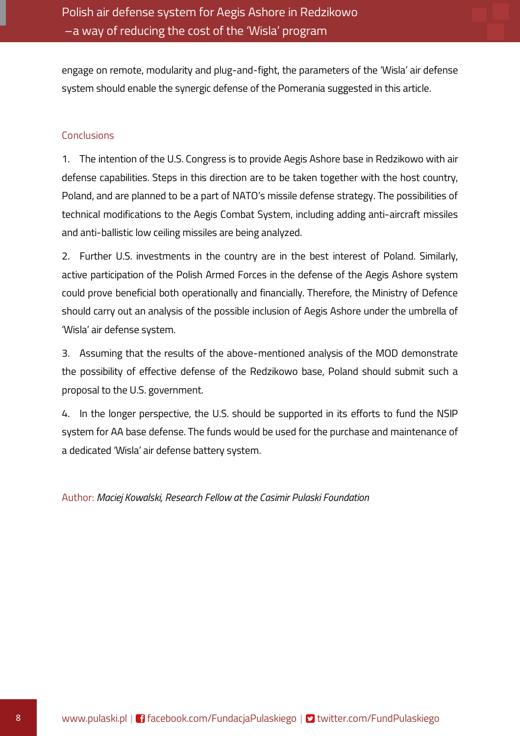engage on remote, modularity and plug-and-fight, the parameters of the 'Wisla' air defense system should enable the synergic defense of the Pomerania suggested in this article.

## Conclusions

1. The intention of the U.S. Congress is to provide Aegis Ashore base in Redzikowo with air defense capabilities. Steps in this direction are to be taken together with the host country, Poland, and are planned to be a part of NATO's missile defense strategy. The possibilities of technical modifications to the Aegis Combat System, including adding anti-aircraft missiles and anti-ballistic low ceiling missiles are being analyzed.

2. Further U.S. investments in the country are in the best interest of Poland. Similarly, active participation of the Polish Armed Forces in the defense of the Aegis Ashore system could prove beneficial both operationally and financially. Therefore, the Ministry of Defence should carry out an analysis of the possible inclusion of Aegis Ashore under the umbrella of 'Wisla' air defense system.

3. Assuming that the results of the above-mentioned analysis of the MOD demonstrate the possibility of effective defense of the Redzikowo base, Poland should submit such a proposal to the U.S. government.

4. In the longer perspective, the U.S. should be supported in its efforts to fund the NSIP system for AA base defense. The funds would be used for the purchase and maintenance of a dedicated 'Wisla' air defense battery system.

Author: *Maciej Kowalski, Research Fellow at the Casimir Pulaski Foundation*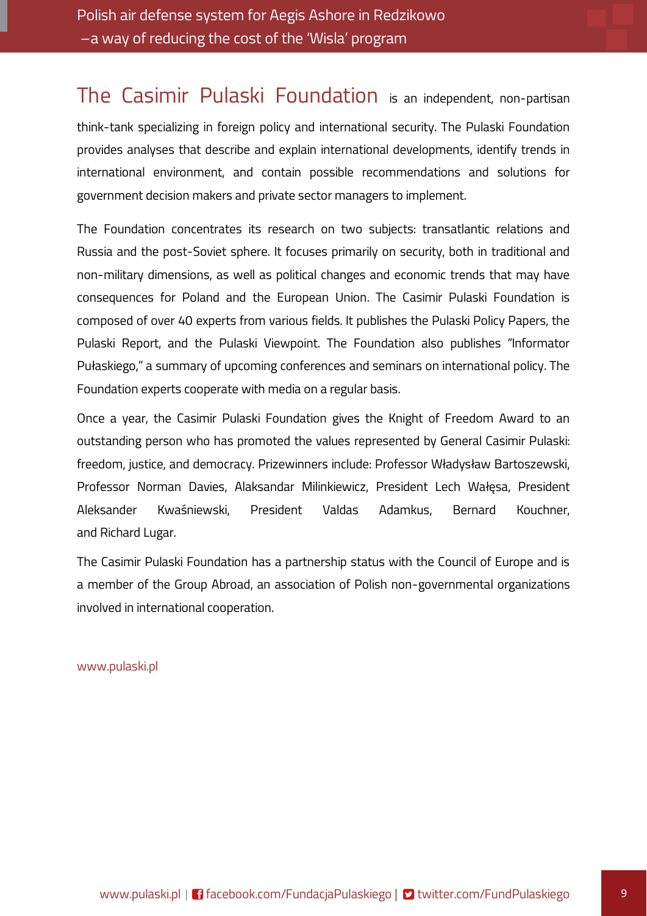**The Casimir Pulaski Foundation** is an independent, non-partisan think-tank specializing in foreign policy and international security. The Pulaski Foundation provides analyses that describe and explain international developments, identify trends in international environment, and contain possible recommendations and solutions for government decision makers and private sector managers to implement.

The Foundation concentrates its research on two subjects: transatlantic relations and Russia and the post-Soviet sphere. It focuses primarily on security, both in traditional and non-military dimensions, as well as political changes and economic trends that may have consequences for Poland and the European Union. The Casimir Pulaski Foundation is composed of over 40 experts from various fields. It publishes the Pulaski Policy Papers, the Pulaski Report, and the Pulaski Viewpoint. The Foundation also publishes "Informator Pułaskiego," a summary of upcoming conferences and seminars on international policy. The Foundation experts cooperate with media on a regular basis.

Once a year, the Casimir Pulaski Foundation gives the Knight of Freedom Award to an outstanding person who has promoted the values represented by General Casimir Pulaski: freedom, justice, and democracy. Prizewinners include: Professor Władysław Bartoszewski, Professor Norman Davies, Alaksandar Milinkiewicz, President Lech Wałęsa, President Aleksander Kwaśniewski, President Valdas Adamkus, Bernard Kouchner, and Richard Lugar.

The Casimir Pulaski Foundation has a partnership status with the Council of Europe and is a member of the Group Abroad, an association of Polish non-governmental organizations involved in international cooperation.

www.pulaski.pl

www.pulaski.pl | facebook.com/FundacjaPulaskiego | twitter.com/FundPulaskiego